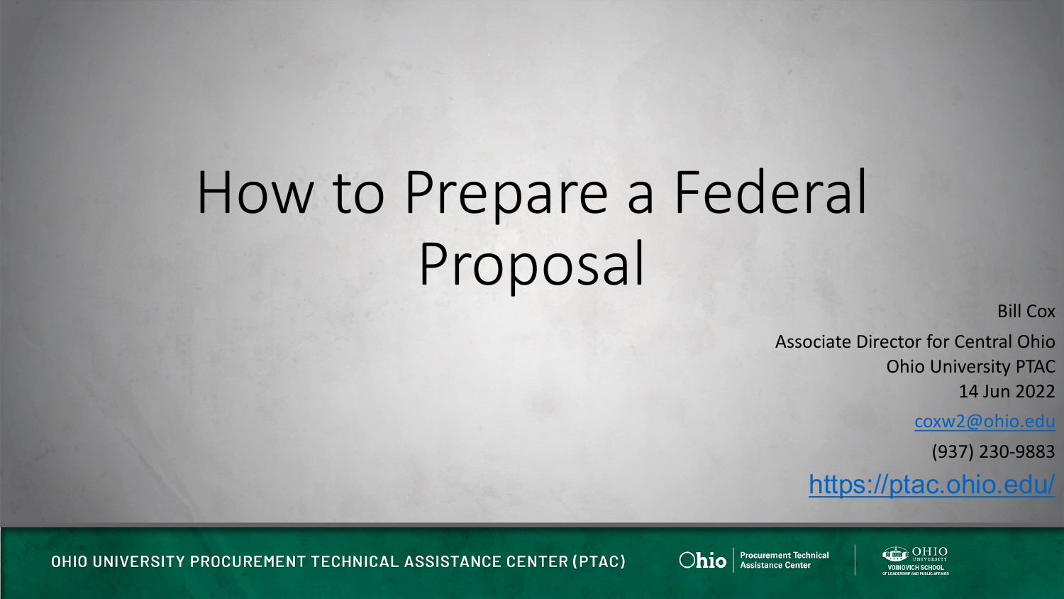# How to Prepare a Federal Proposal

Bill Cox

Associate Director for Central Ohio

Ohio University PTAC

14 Jun 2022

coxw2@ohio.edu

(937) 230-9883

https://ptac.ohio.edu/

OHIO UNIVERSITY PROCUREMENT TECHNICAL ASSISTANCE CENTER (PTAC)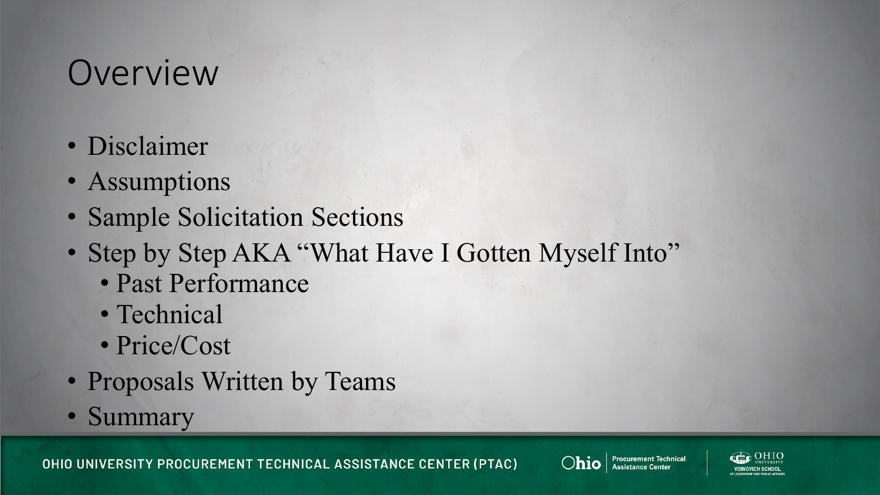# Overview

- Disclaimer
- Assumptions
- Sample Solicitation Sections
- Step by Step AKA "What Have I Gotten Myself Into"
  - Past Performance
  - Technical
  - Price/Cost
- Proposals Written by Teams
- Summary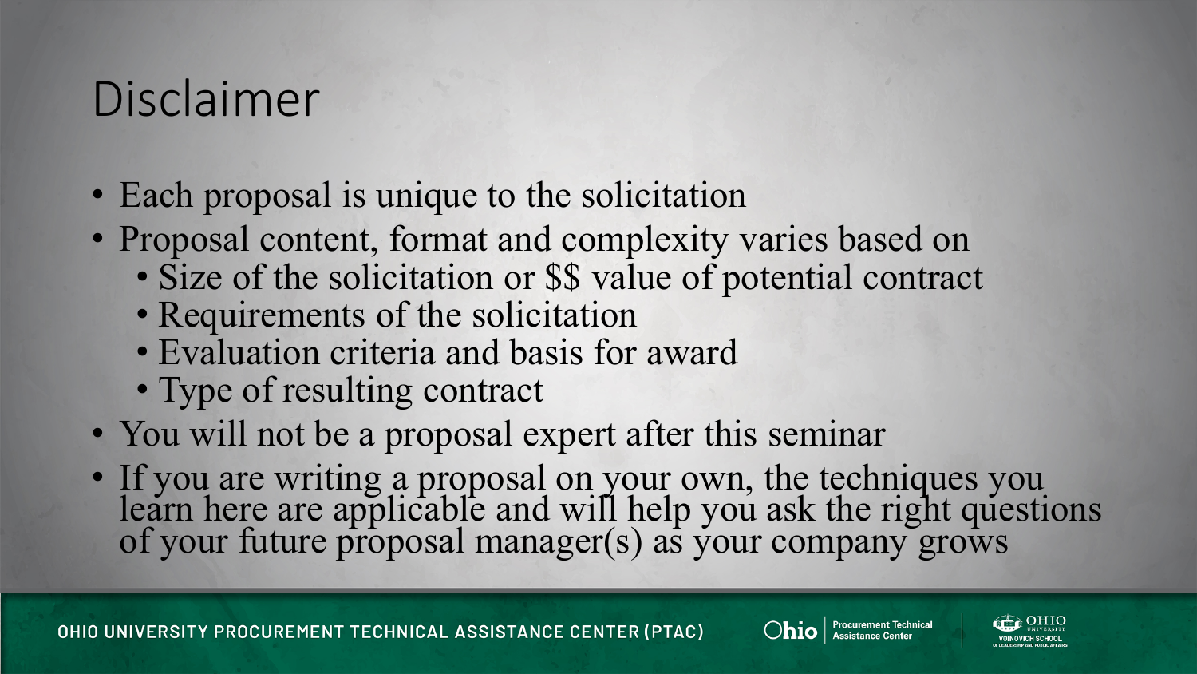# Disclaimer

- Each proposal is unique to the solicitation
- Proposal content, format and complexity varies based on
  - Size of the solicitation or $$ value of potential contract
  - Requirements of the solicitation
  - Evaluation criteria and basis for award
  - Type of resulting contract
- You will not be a proposal expert after this seminar
- If you are writing a proposal on your own, the techniques you learn here are applicable and will help you ask the right questions of your future proposal manager(s) as your company grows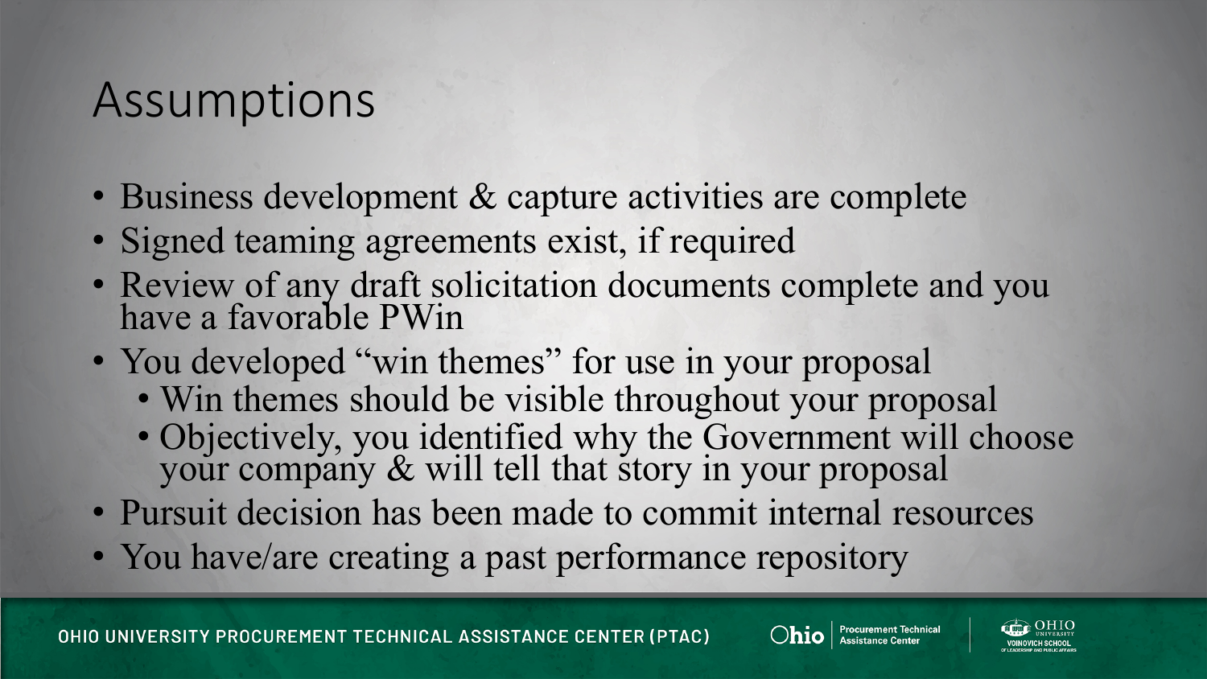# Assumptions

- Business development & capture activities are complete
- Signed teaming agreements exist, if required
- Review of any draft solicitation documents complete and you have a favorable PWin
- You developed "win themes" for use in your proposal
  - Win themes should be visible throughout your proposal
  - Objectively, you identified why the Government will choose your company & will tell that story in your proposal
- Pursuit decision has been made to commit internal resources
- You have/are creating a past performance repository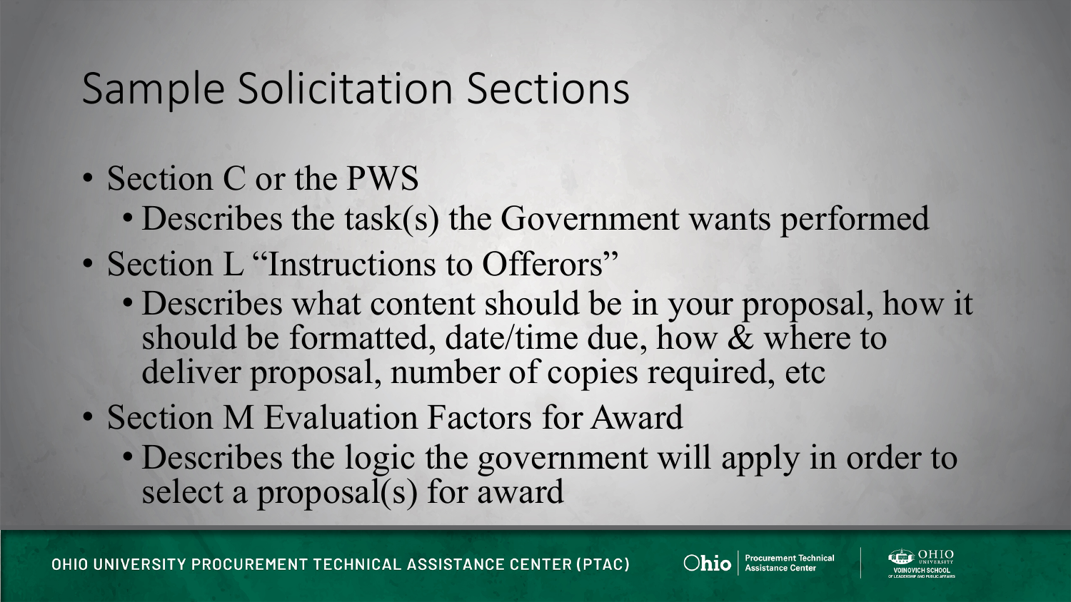# Sample Solicitation Sections

- Section C or the PWS
  - Describes the task(s) the Government wants performed
- Section L "Instructions to Offerors"
  - Describes what content should be in your proposal, how it should be formatted, date/time due, how & where to deliver proposal, number of copies required, etc
- Section M Evaluation Factors for Award
  - Describes the logic the government will apply in order to select a proposal(s) for award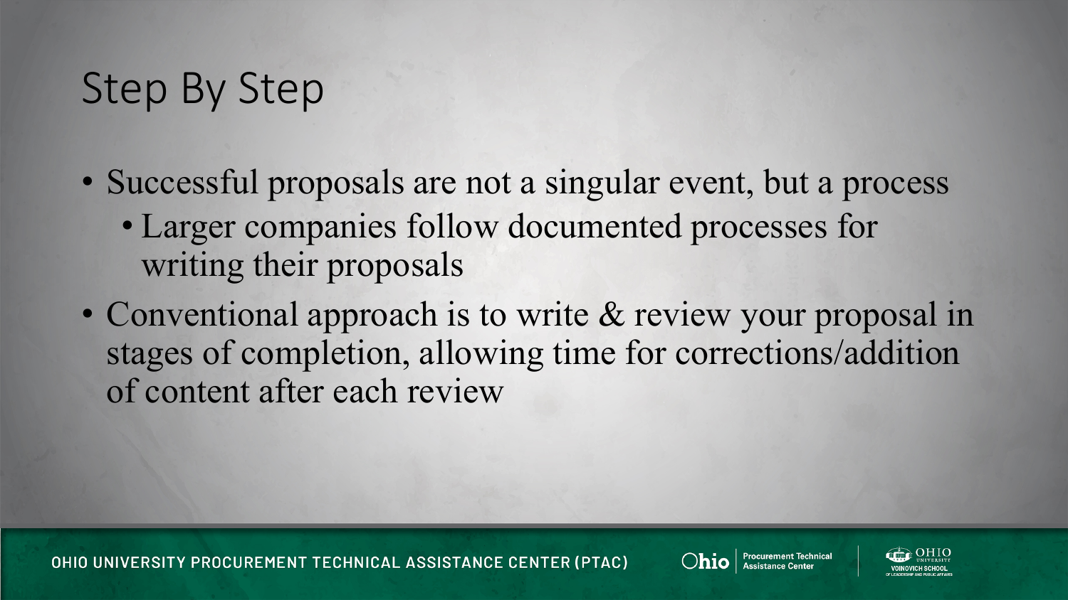# Step By Step

- Successful proposals are not a singular event, but a process
  - Larger companies follow documented processes for writing their proposals
- Conventional approach is to write & review your proposal in stages of completion, allowing time for corrections/addition of content after each review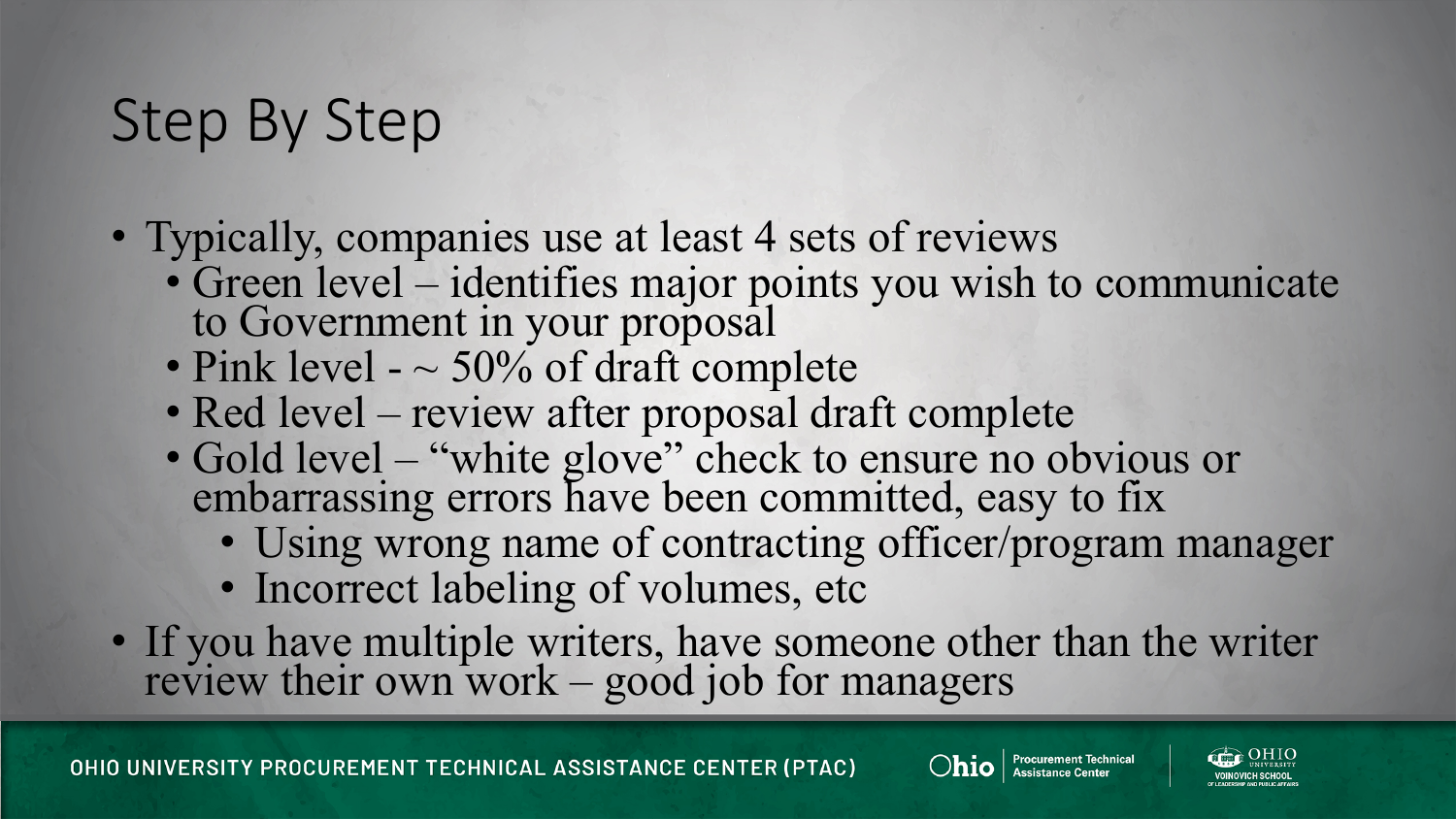# Step By Step

- Typically, companies use at least 4 sets of reviews
  - Green level – identifies major points you wish to communicate to Government in your proposal
  - Pink level - ~ 50% of draft complete
  - Red level – review after proposal draft complete
  - Gold level – "white glove" check to ensure no obvious or embarrassing errors have been committed, easy to fix
    - Using wrong name of contracting officer/program manager
    - Incorrect labeling of volumes, etc
- If you have multiple writers, have someone other than the writer review their own work – good job for managers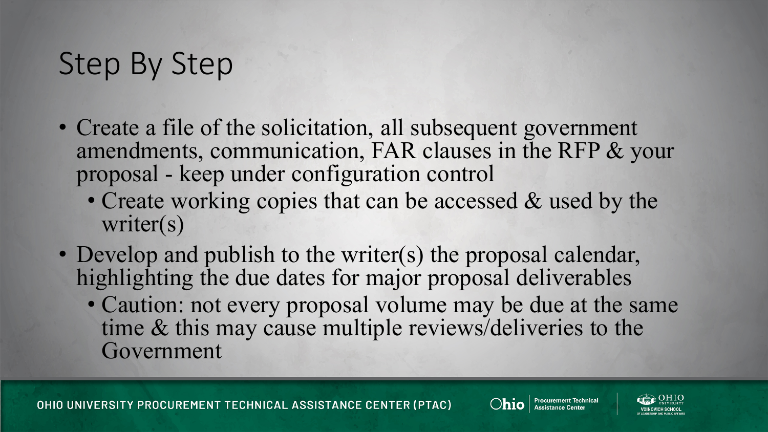# Step By Step

- Create a file of the solicitation, all subsequent government amendments, communication, FAR clauses in the RFP & your proposal - keep under configuration control
  - Create working copies that can be accessed & used by the writer(s)
- Develop and publish to the writer(s) the proposal calendar, highlighting the due dates for major proposal deliverables
  - Caution: not every proposal volume may be due at the same time & this may cause multiple reviews/deliveries to the Government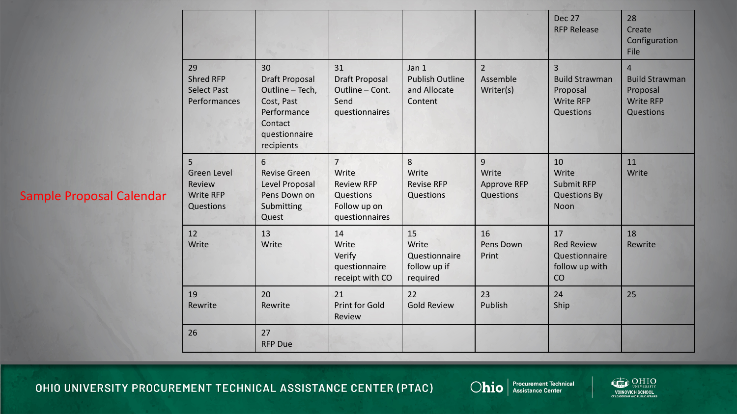# Sample Proposal Calendar

| | | | | | | |
|---|---|---|---|---|---|---|
| | | | | | Dec 27<br>RFP Release | 28<br>Create Configuration File |
| 29<br>Shred RFP<br>Select Past Performances | 30<br>Draft Proposal Outline – Tech, Cost, Past Performance<br>Contact questionnaire recipients | 31<br>Draft Proposal Outline – Cont.<br>Send questionnaires | Jan 1<br>Publish Outline and Allocate Content | 2<br>Assemble Writer(s) | 3<br>Build Strawman Proposal<br>Write RFP Questions | 4<br>Build Strawman Proposal<br>Write RFP Questions |
| 5<br>Green Level Review<br>Write RFP Questions | 6<br>Revise Green Level Proposal<br>Pens Down on Submitting Quest | 7<br>Write<br>Review RFP Questions<br>Follow up on questionnaires | 8<br>Write<br>Revise RFP Questions | 9<br>Write<br>Approve RFP Questions | 10<br>Write<br>Submit RFP Questions By Noon | 11<br>Write |
| 12<br>Write | 13<br>Write | 14<br>Write<br>Verify questionnaire receipt with CO | 15<br>Write<br>Questionnaire follow up if required | 16<br>Pens Down<br>Print | 17<br>Red Review<br>Questionnaire follow up with CO | 18<br>Rewrite |
| 19<br>Rewrite | 20<br>Rewrite | 21<br>Print for Gold Review | 22<br>Gold Review | 23<br>Publish | 24<br>Ship | 25 |
| 26 | 27<br>RFP Due | | | | | |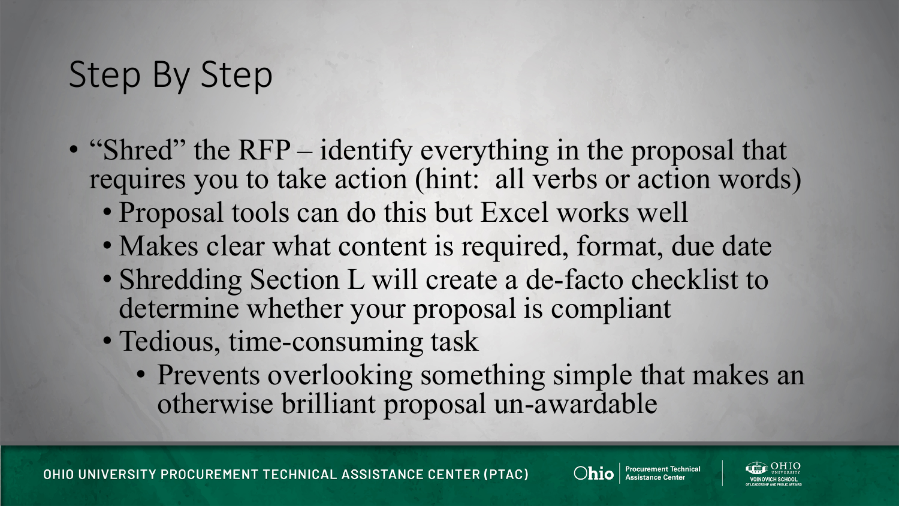# Step By Step

- “Shred” the RFP – identify everything in the proposal that requires you to take action (hint: all verbs or action words)
  - Proposal tools can do this but Excel works well
  - Makes clear what content is required, format, due date
  - Shredding Section L will create a de-facto checklist to determine whether your proposal is compliant
  - Tedious, time-consuming task
    - Prevents overlooking something simple that makes an otherwise brilliant proposal un-awardable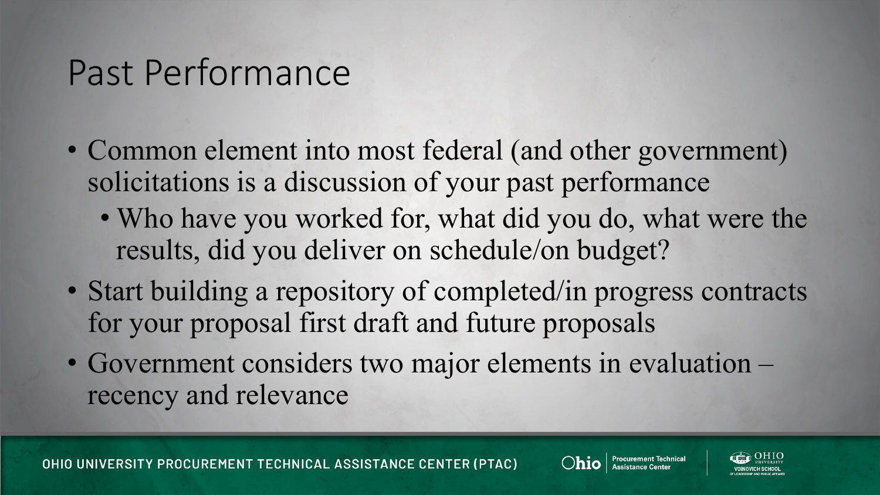# Past Performance

- Common element into most federal (and other government) solicitations is a discussion of your past performance
  - Who have you worked for, what did you do, what were the results, did you deliver on schedule/on budget?
- Start building a repository of completed/in progress contracts for your proposal first draft and future proposals
- Government considers two major elements in evaluation – recency and relevance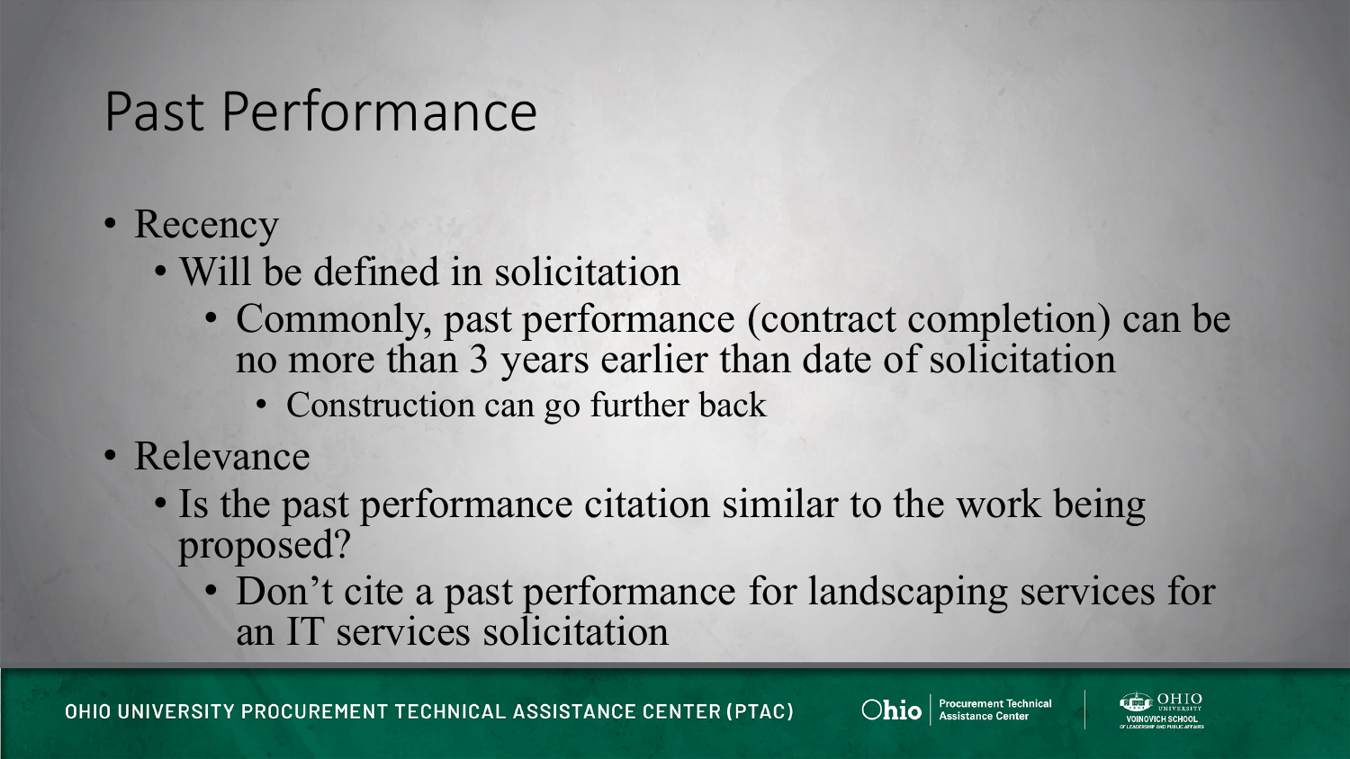# Past Performance

- Recency
  - Will be defined in solicitation
    - Commonly, past performance (contract completion) can be no more than 3 years earlier than date of solicitation
      - Construction can go further back
- Relevance
  - Is the past performance citation similar to the work being proposed?
    - Don't cite a past performance for landscaping services for an IT services solicitation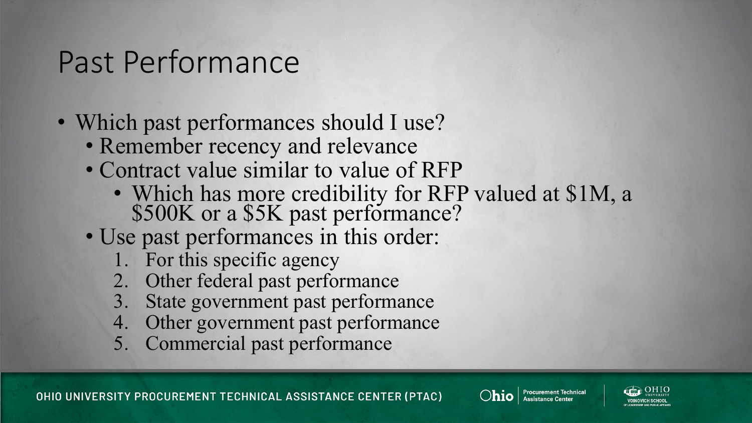# Past Performance

- Which past performances should I use?
  - Remember recency and relevance
  - Contract value similar to value of RFP
    - Which has more credibility for RFP valued at $1M, a $500K or a $5K past performance?
  - Use past performances in this order:
    1. For this specific agency
    2. Other federal past performance
    3. State government past performance
    4. Other government past performance
    5. Commercial past performance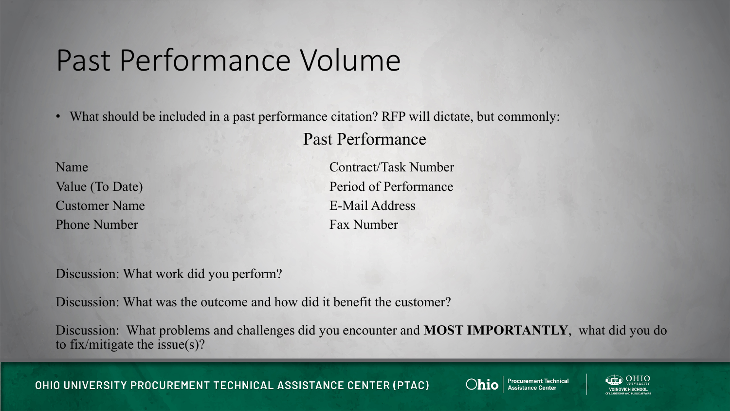# Past Performance Volume

- What should be included in a past performance citation? RFP will dictate, but commonly:

## Past Performance

| | |
|---|---|
| Name | Contract/Task Number |
| Value (To Date) | Period of Performance |
| Customer Name | E-Mail Address |
| Phone Number | Fax Number |

Discussion: What work did you perform?

Discussion: What was the outcome and how did it benefit the customer?

Discussion: What problems and challenges did you encounter and **MOST IMPORTANTLY**, what did you do to fix/mitigate the issue(s)?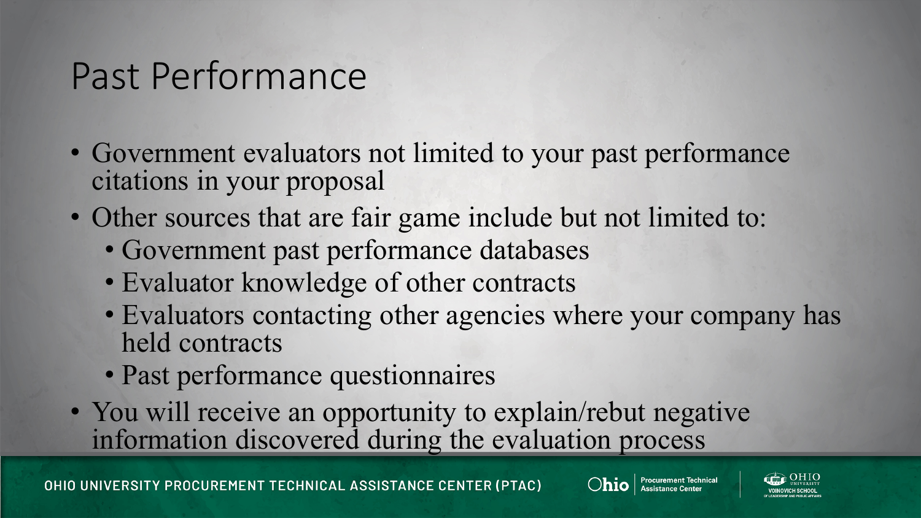# Past Performance

- Government evaluators not limited to your past performance citations in your proposal
- Other sources that are fair game include but not limited to:
  - Government past performance databases
  - Evaluator knowledge of other contracts
  - Evaluators contacting other agencies where your company has held contracts
  - Past performance questionnaires
- You will receive an opportunity to explain/rebut negative information discovered during the evaluation process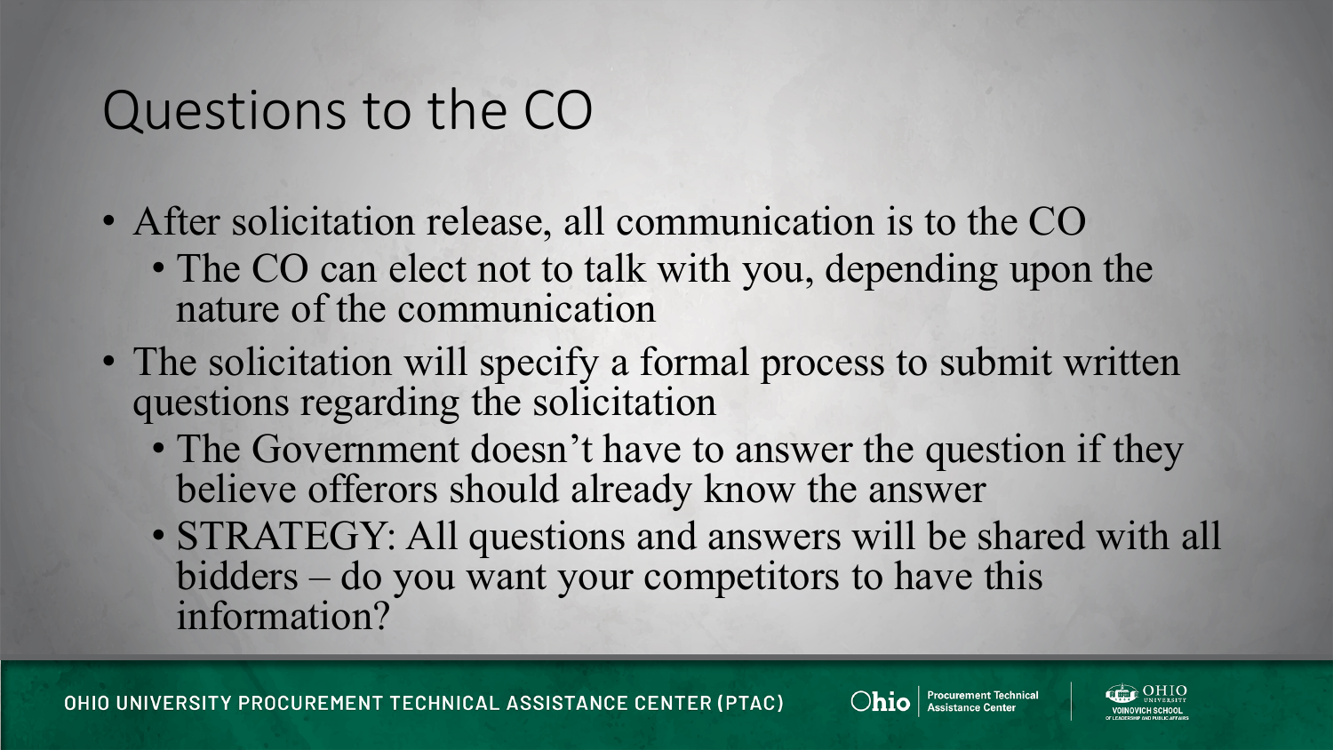# Questions to the CO

- After solicitation release, all communication is to the CO
  - The CO can elect not to talk with you, depending upon the nature of the communication
- The solicitation will specify a formal process to submit written questions regarding the solicitation
  - The Government doesn't have to answer the question if they believe offerors should already know the answer
  - STRATEGY: All questions and answers will be shared with all bidders – do you want your competitors to have this information?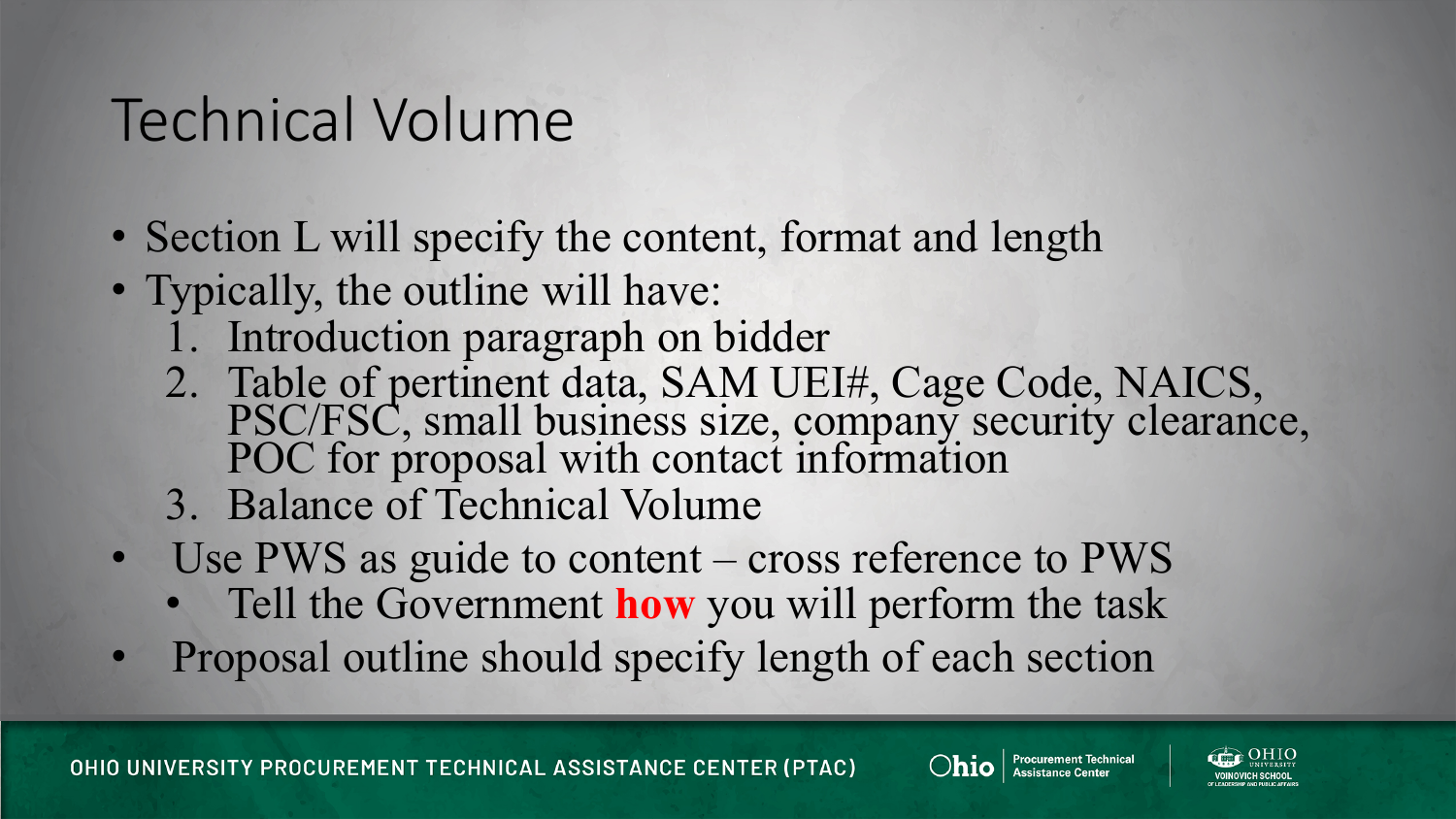# Technical Volume

- Section L will specify the content, format and length
- Typically, the outline will have:
  1. Introduction paragraph on bidder
  2. Table of pertinent data, SAM UEI#, Cage Code, NAICS, PSC/FSC, small business size, company security clearance, POC for proposal with contact information
  3. Balance of Technical Volume
- Use PWS as guide to content – cross reference to PWS
  - Tell the Government **how** you will perform the task
- Proposal outline should specify length of each section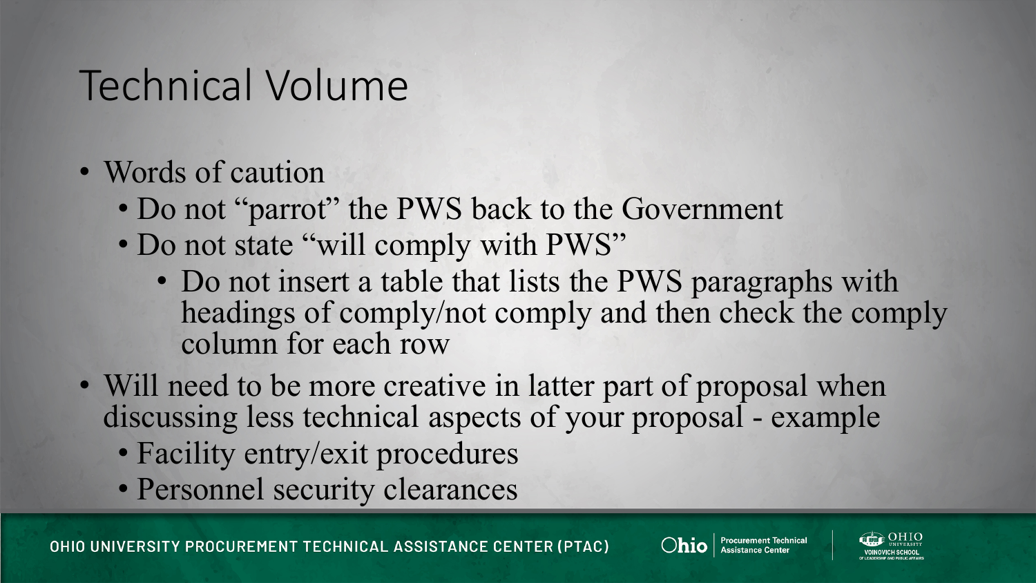# Technical Volume

- Words of caution
  - Do not "parrot" the PWS back to the Government
  - Do not state "will comply with PWS"
    - Do not insert a table that lists the PWS paragraphs with headings of comply/not comply and then check the comply column for each row
- Will need to be more creative in latter part of proposal when discussing less technical aspects of your proposal - example
  - Facility entry/exit procedures
  - Personnel security clearances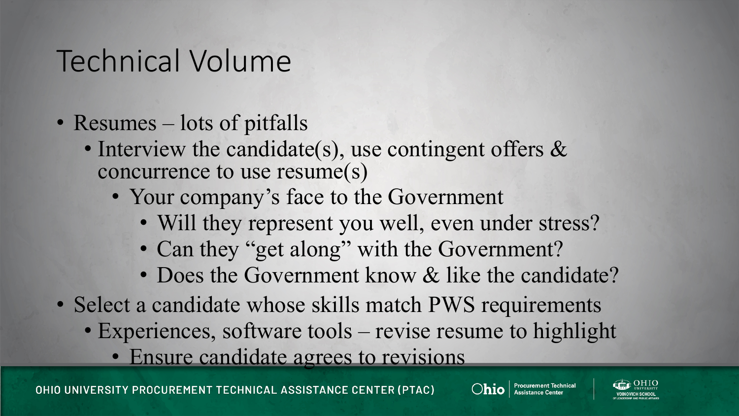# Technical Volume

- Resumes – lots of pitfalls
  - Interview the candidate(s), use contingent offers & concurrence to use resume(s)
    - Your company's face to the Government
      - Will they represent you well, even under stress?
      - Can they "get along" with the Government?
      - Does the Government know & like the candidate?
- Select a candidate whose skills match PWS requirements
  - Experiences, software tools – revise resume to highlight
    - Ensure candidate agrees to revisions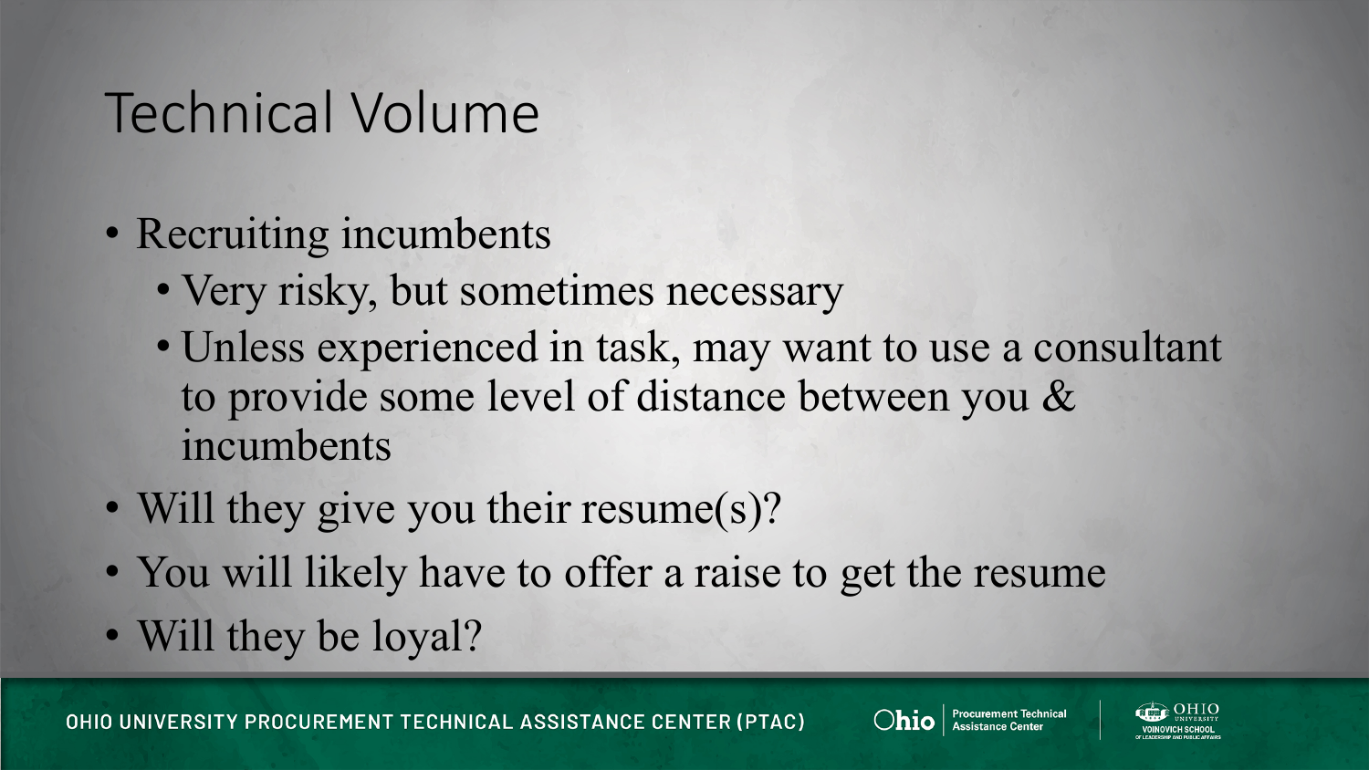# Technical Volume

- Recruiting incumbents
  - Very risky, but sometimes necessary
  - Unless experienced in task, may want to use a consultant to provide some level of distance between you & incumbents
- Will they give you their resume(s)?
- You will likely have to offer a raise to get the resume
- Will they be loyal?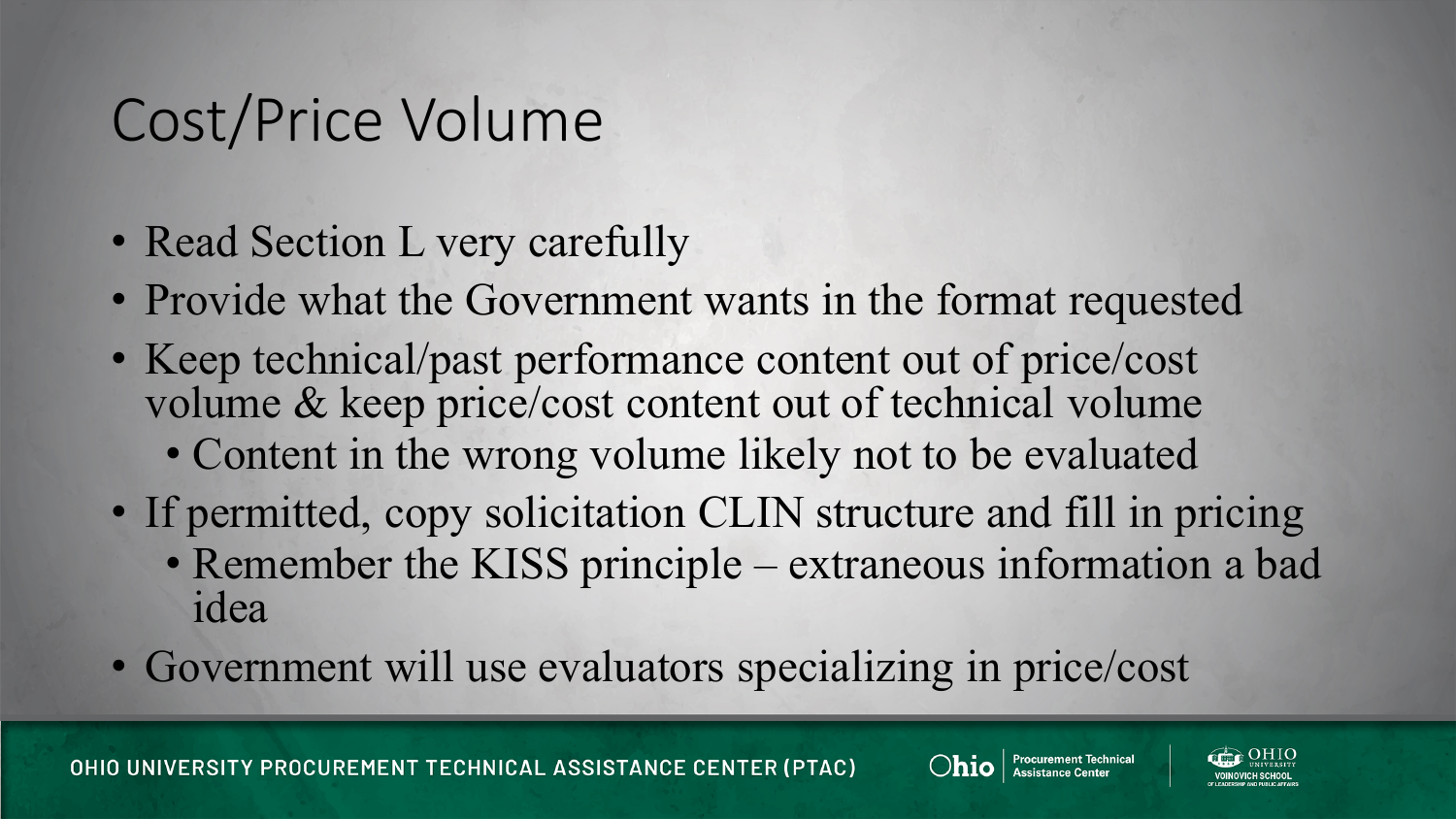# Cost/Price Volume

- Read Section L very carefully
- Provide what the Government wants in the format requested
- Keep technical/past performance content out of price/cost volume & keep price/cost content out of technical volume
  - Content in the wrong volume likely not to be evaluated
- If permitted, copy solicitation CLIN structure and fill in pricing
  - Remember the KISS principle – extraneous information a bad idea
- Government will use evaluators specializing in price/cost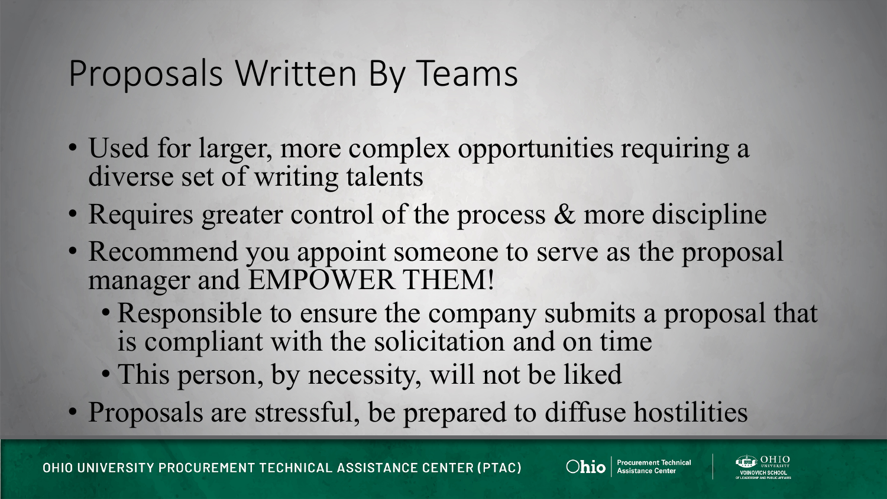# Proposals Written By Teams

- Used for larger, more complex opportunities requiring a diverse set of writing talents
- Requires greater control of the process & more discipline
- Recommend you appoint someone to serve as the proposal manager and EMPOWER THEM!
  - Responsible to ensure the company submits a proposal that is compliant with the solicitation and on time
  - This person, by necessity, will not be liked
- Proposals are stressful, be prepared to diffuse hostilities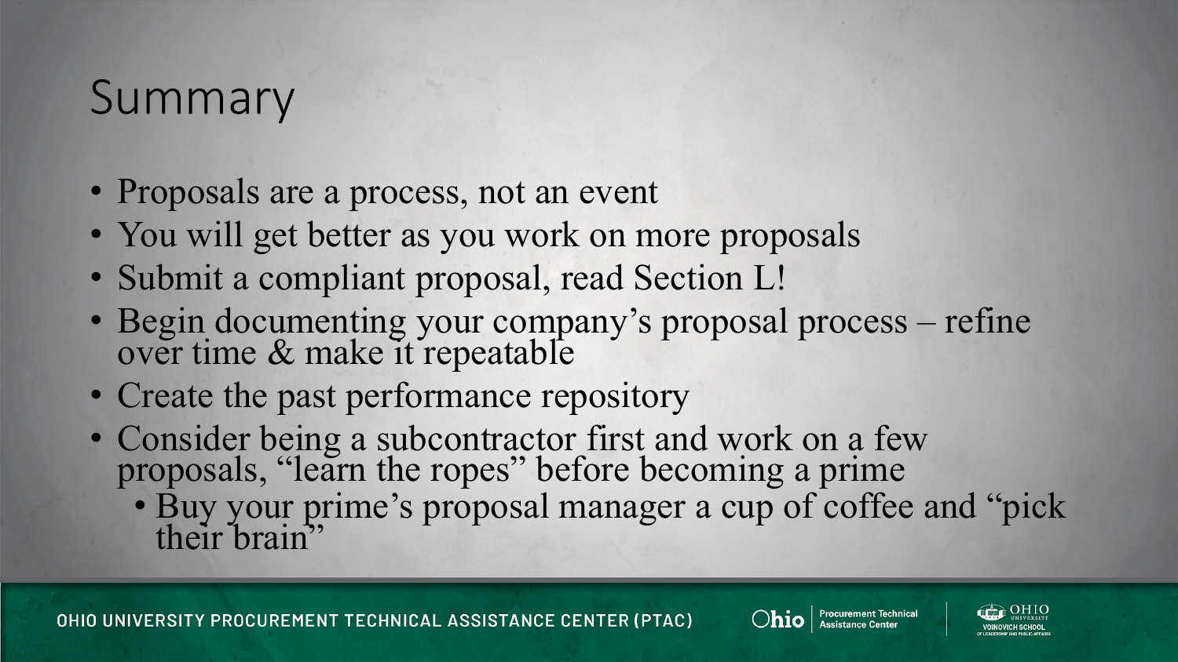# Summary

- Proposals are a process, not an event
- You will get better as you work on more proposals
- Submit a compliant proposal, read Section L!
- Begin documenting your company's proposal process – refine over time & make it repeatable
- Create the past performance repository
- Consider being a subcontractor first and work on a few proposals, "learn the ropes" before becoming a prime
  - Buy your prime's proposal manager a cup of coffee and "pick their brain"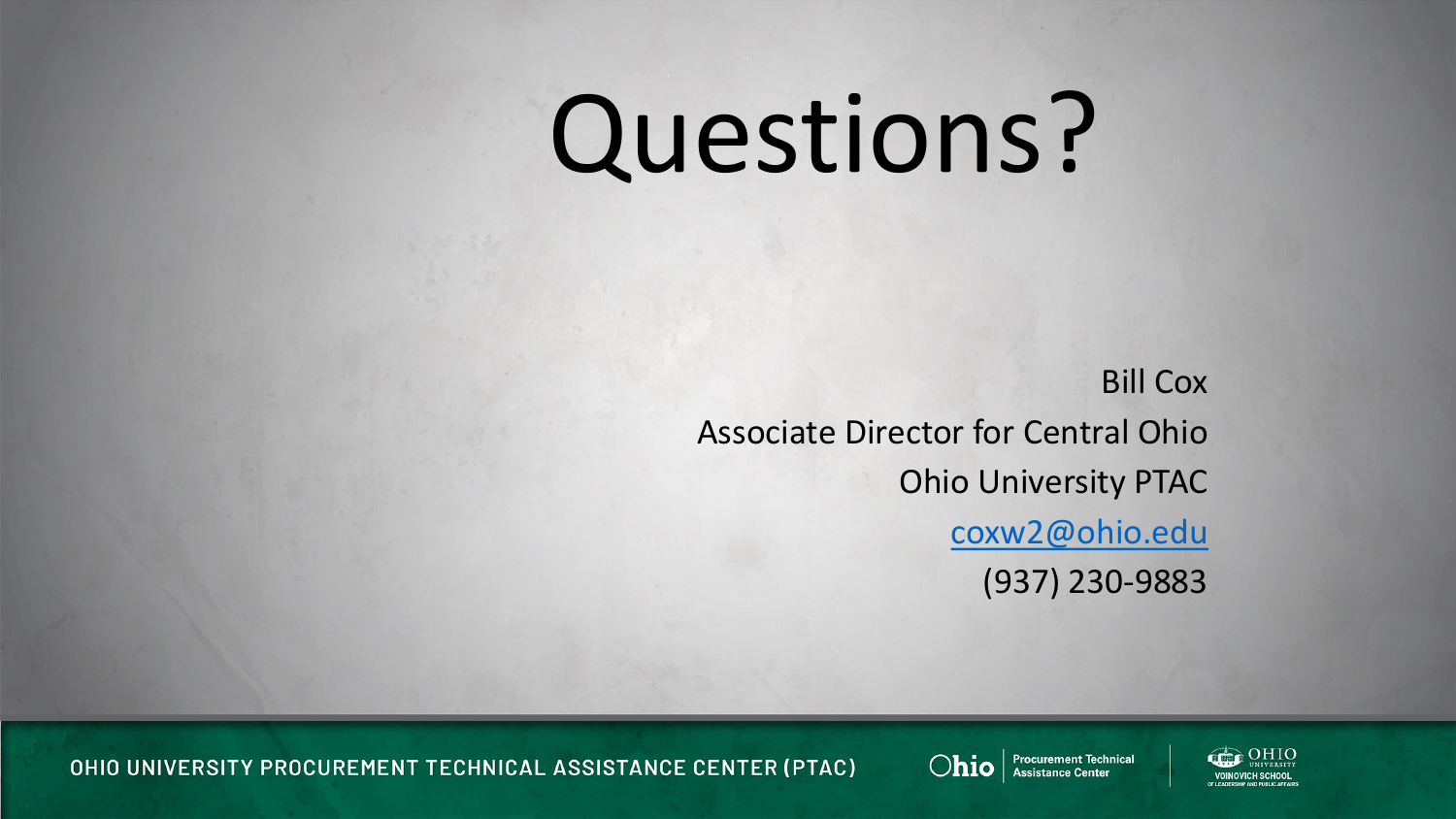# Questions?

Bill Cox

Associate Director for Central Ohio

Ohio University PTAC

coxw2@ohio.edu

(937) 230-9883